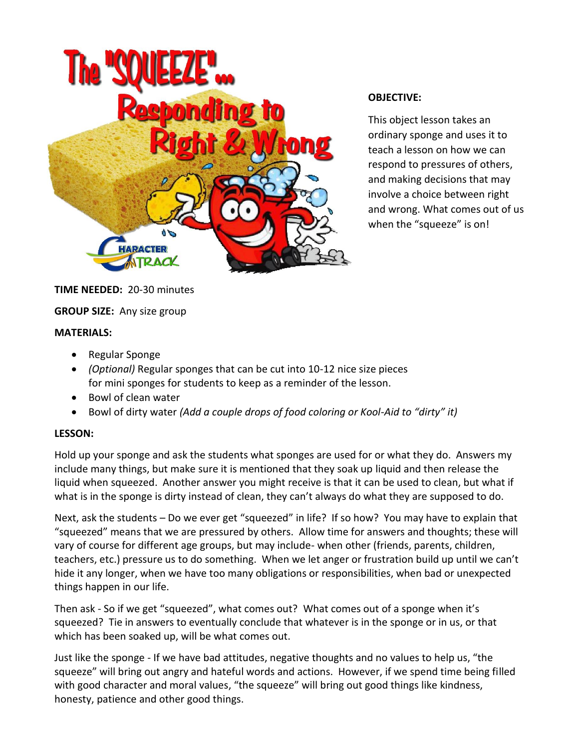# The "SQUEEZE"... Responding to Right & Wrong

**OBJECTIVE:**

This object lesson takes an ordinary sponge and uses it to teach a lesson on how we can respond to pressures of others, and making decisions that may involve a choice between right and wrong. What comes out of us when the "squeeze" is on!

**TIME NEEDED:** 20-30 minutes

**GROUP SIZE:** Any size group

**MATERIALS:**

- Regular Sponge
- *(Optional)* Regular sponges that can be cut into 10-12 nice size pieces for mini sponges for students to keep as a reminder of the lesson.
- Bowl of clean water
- Bowl of dirty water *(Add a couple drops of food coloring or Kool-Aid to "dirty" it)*

**LESSON:**

Hold up your sponge and ask the students what sponges are used for or what they do. Answers my include many things, but make sure it is mentioned that they soak up liquid and then release the liquid when squeezed. Another answer you might receive is that it can be used to clean, but what if what is in the sponge is dirty instead of clean, they can't always do what they are supposed to do.

Next, ask the students – Do we ever get "squeezed" in life? If so how? You may have to explain that "squeezed" means that we are pressured by others. Allow time for answers and thoughts; these will vary of course for different age groups, but may include- when other (friends, parents, children, teachers, etc.) pressure us to do something. When we let anger or frustration build up until we can't hide it any longer, when we have too many obligations or responsibilities, when bad or unexpected things happen in our life.

Then ask - So if we get "squeezed", what comes out? What comes out of a sponge when it's squeezed? Tie in answers to eventually conclude that whatever is in the sponge or in us, or that which has been soaked up, will be what comes out.

Just like the sponge - If we have bad attitudes, negative thoughts and no values to help us, "the squeeze" will bring out angry and hateful words and actions. However, if we spend time being filled with good character and moral values, "the squeeze" will bring out good things like kindness, honesty, patience and other good things.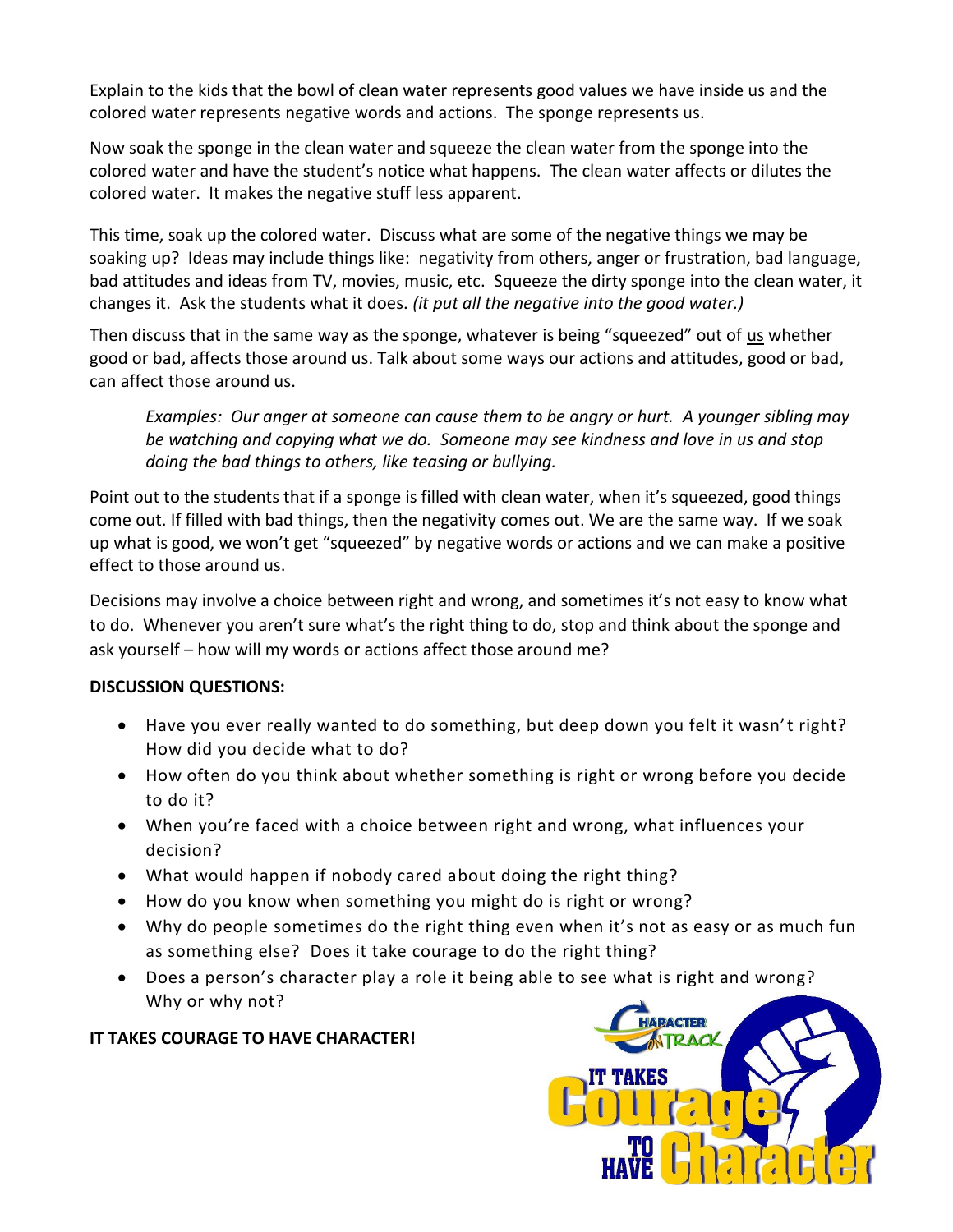Explain to the kids that the bowl of clean water represents good values we have inside us and the colored water represents negative words and actions. The sponge represents us.

Now soak the sponge in the clean water and squeeze the clean water from the sponge into the colored water and have the student's notice what happens. The clean water affects or dilutes the colored water. It makes the negative stuff less apparent.

This time, soak up the colored water. Discuss what are some of the negative things we may be soaking up? Ideas may include things like: negativity from others, anger or frustration, bad language, bad attitudes and ideas from TV, movies, music, etc. Squeeze the dirty sponge into the clean water, it changes it. Ask the students what it does. *(it put all the negative into the good water.)*

Then discuss that in the same way as the sponge, whatever is being "squeezed" out of <u>us</u> whether good or bad, affects those around us. Talk about some ways our actions and attitudes, good or bad, can affect those around us.

> *Examples: Our anger at someone can cause them to be angry or hurt. A younger sibling may be watching and copying what we do. Someone may see kindness and love in us and stop doing the bad things to others, like teasing or bullying.*

Point out to the students that if a sponge is filled with clean water, when it's squeezed, good things come out. If filled with bad things, then the negativity comes out. We are the same way. If we soak up what is good, we won't get "squeezed" by negative words or actions and we can make a positive effect to those around us.

Decisions may involve a choice between right and wrong, and sometimes it's not easy to know what to do. Whenever you aren't sure what's the right thing to do, stop and think about the sponge and ask yourself – how will my words or actions affect those around me?

**DISCUSSION QUESTIONS:**

- Have you ever really wanted to do something, but deep down you felt it wasn't right? How did you decide what to do?
- How often do you think about whether something is right or wrong before you decide to do it?
- When you're faced with a choice between right and wrong, what influences your decision?
- What would happen if nobody cared about doing the right thing?
- How do you know when something you might do is right or wrong?
- Why do people sometimes do the right thing even when it's not as easy or as much fun as something else? Does it take courage to do the right thing?
- Does a person's character play a role it being able to see what is right and wrong? Why or why not?

**IT TAKES COURAGE TO HAVE CHARACTER!**